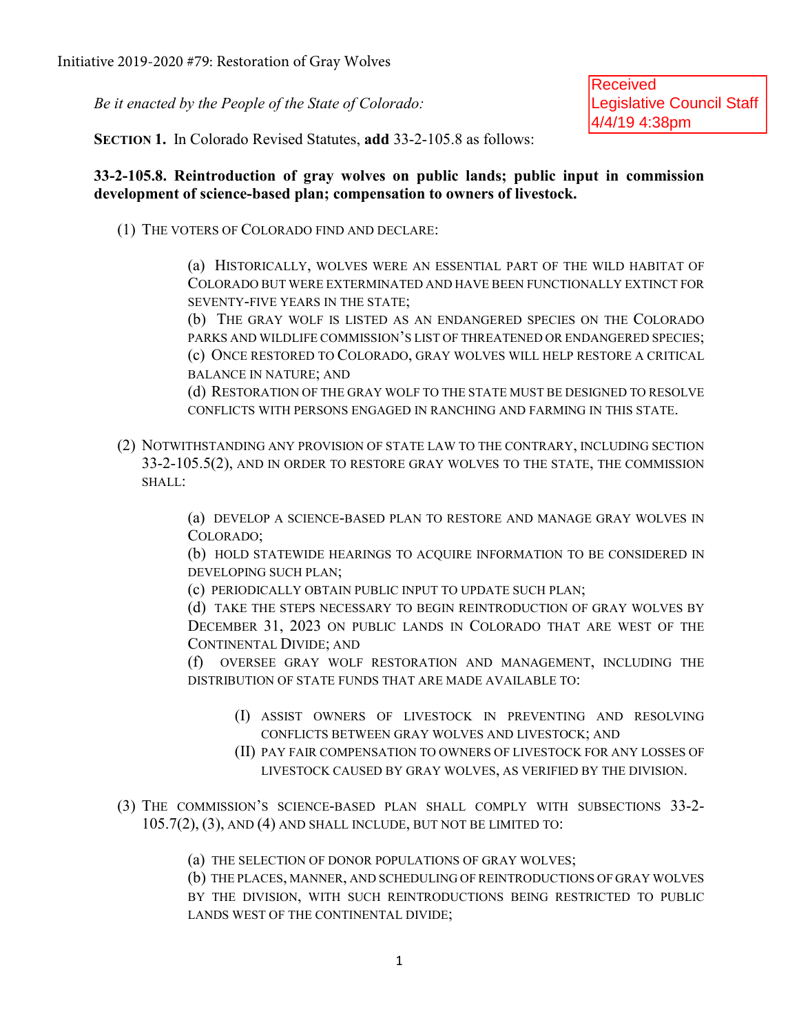Initiative 2019-2020 #79: Restoration of Gray Wolves

*Be it enacted by the People of the State of Colorado:*

Received
Legislative Council Staff
4/4/19 4:38pm

**SECTION 1.** In Colorado Revised Statutes, **add** 33-2-105.8 as follows:

**33-2-105.8. Reintroduction of gray wolves on public lands; public input in commission development of science-based plan; compensation to owners of livestock.**

(1) THE VOTERS OF COLORADO FIND AND DECLARE:

(a) HISTORICALLY, WOLVES WERE AN ESSENTIAL PART OF THE WILD HABITAT OF COLORADO BUT WERE EXTERMINATED AND HAVE BEEN FUNCTIONALLY EXTINCT FOR SEVENTY-FIVE YEARS IN THE STATE;
(b) THE GRAY WOLF IS LISTED AS AN ENDANGERED SPECIES ON THE COLORADO PARKS AND WILDLIFE COMMISSION'S LIST OF THREATENED OR ENDANGERED SPECIES;
(c) ONCE RESTORED TO COLORADO, GRAY WOLVES WILL HELP RESTORE A CRITICAL BALANCE IN NATURE; AND
(d) RESTORATION OF THE GRAY WOLF TO THE STATE MUST BE DESIGNED TO RESOLVE CONFLICTS WITH PERSONS ENGAGED IN RANCHING AND FARMING IN THIS STATE.

(2) NOTWITHSTANDING ANY PROVISION OF STATE LAW TO THE CONTRARY, INCLUDING SECTION 33-2-105.5(2), AND IN ORDER TO RESTORE GRAY WOLVES TO THE STATE, THE COMMISSION SHALL:

(a) DEVELOP A SCIENCE-BASED PLAN TO RESTORE AND MANAGE GRAY WOLVES IN COLORADO;
(b) HOLD STATEWIDE HEARINGS TO ACQUIRE INFORMATION TO BE CONSIDERED IN DEVELOPING SUCH PLAN;
(c) PERIODICALLY OBTAIN PUBLIC INPUT TO UPDATE SUCH PLAN;
(d) TAKE THE STEPS NECESSARY TO BEGIN REINTRODUCTION OF GRAY WOLVES BY DECEMBER 31, 2023 ON PUBLIC LANDS IN COLORADO THAT ARE WEST OF THE CONTINENTAL DIVIDE; AND
(f) OVERSEE GRAY WOLF RESTORATION AND MANAGEMENT, INCLUDING THE DISTRIBUTION OF STATE FUNDS THAT ARE MADE AVAILABLE TO:

(I) ASSIST OWNERS OF LIVESTOCK IN PREVENTING AND RESOLVING CONFLICTS BETWEEN GRAY WOLVES AND LIVESTOCK; AND
(II) PAY FAIR COMPENSATION TO OWNERS OF LIVESTOCK FOR ANY LOSSES OF LIVESTOCK CAUSED BY GRAY WOLVES, AS VERIFIED BY THE DIVISION.

(3) THE COMMISSION'S SCIENCE-BASED PLAN SHALL COMPLY WITH SUBSECTIONS 33-2-105.7(2), (3), AND (4) AND SHALL INCLUDE, BUT NOT BE LIMITED TO:

(a) THE SELECTION OF DONOR POPULATIONS OF GRAY WOLVES;
(b) THE PLACES, MANNER, AND SCHEDULING OF REINTRODUCTIONS OF GRAY WOLVES BY THE DIVISION, WITH SUCH REINTRODUCTIONS BEING RESTRICTED TO PUBLIC LANDS WEST OF THE CONTINENTAL DIVIDE;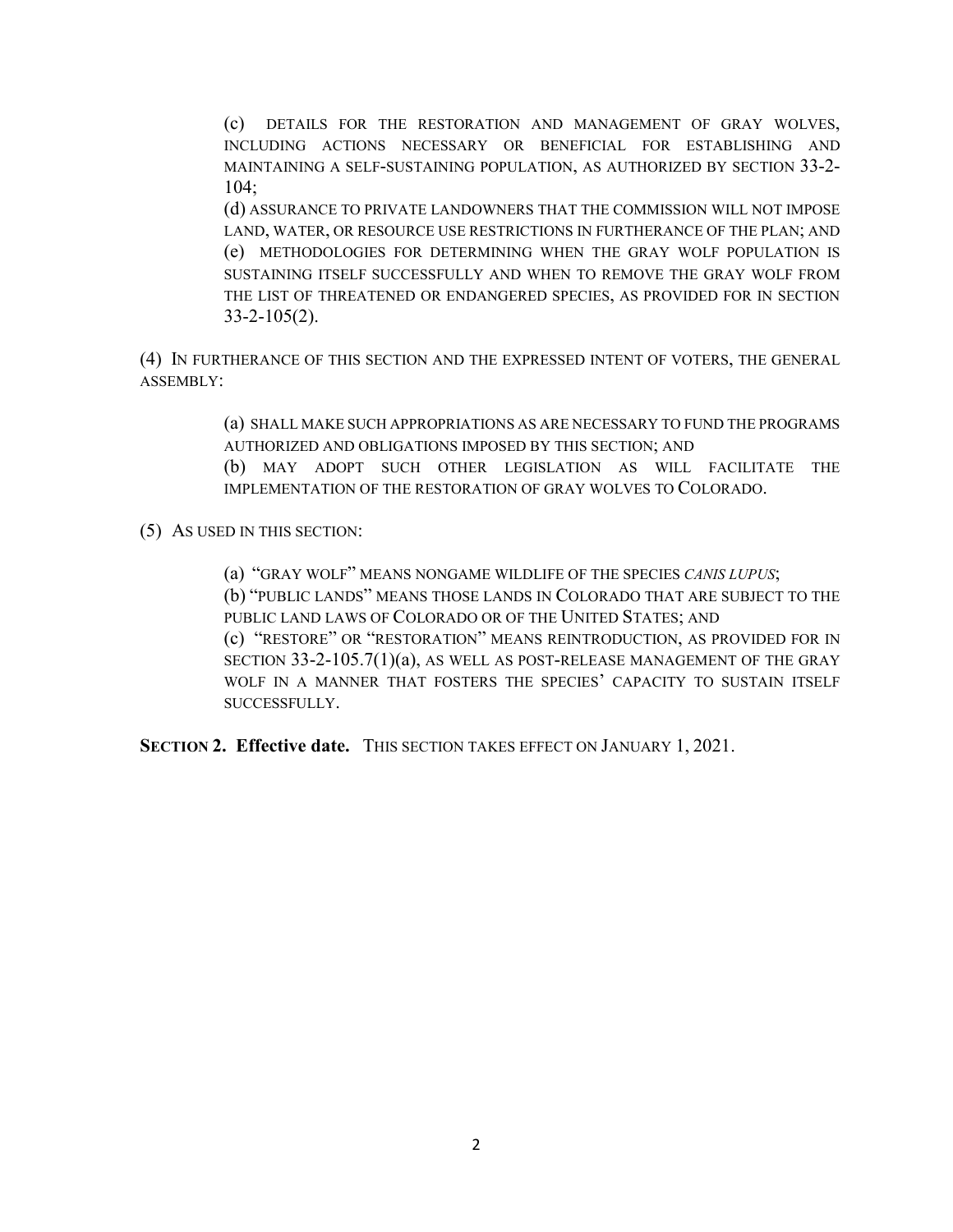(c) DETAILS FOR THE RESTORATION AND MANAGEMENT OF GRAY WOLVES, INCLUDING ACTIONS NECESSARY OR BENEFICIAL FOR ESTABLISHING AND MAINTAINING A SELF-SUSTAINING POPULATION, AS AUTHORIZED BY SECTION 33-2-104;

(d) ASSURANCE TO PRIVATE LANDOWNERS THAT THE COMMISSION WILL NOT IMPOSE LAND, WATER, OR RESOURCE USE RESTRICTIONS IN FURTHERANCE OF THE PLAN; AND

(e) METHODOLOGIES FOR DETERMINING WHEN THE GRAY WOLF POPULATION IS SUSTAINING ITSELF SUCCESSFULLY AND WHEN TO REMOVE THE GRAY WOLF FROM THE LIST OF THREATENED OR ENDANGERED SPECIES, AS PROVIDED FOR IN SECTION 33-2-105(2).

(4) IN FURTHERANCE OF THIS SECTION AND THE EXPRESSED INTENT OF VOTERS, THE GENERAL ASSEMBLY:

(a) SHALL MAKE SUCH APPROPRIATIONS AS ARE NECESSARY TO FUND THE PROGRAMS AUTHORIZED AND OBLIGATIONS IMPOSED BY THIS SECTION; AND

(b) MAY ADOPT SUCH OTHER LEGISLATION AS WILL FACILITATE THE IMPLEMENTATION OF THE RESTORATION OF GRAY WOLVES TO COLORADO.

(5) AS USED IN THIS SECTION:

(a) "GRAY WOLF" MEANS NONGAME WILDLIFE OF THE SPECIES *CANIS LUPUS*;

(b) "PUBLIC LANDS" MEANS THOSE LANDS IN COLORADO THAT ARE SUBJECT TO THE PUBLIC LAND LAWS OF COLORADO OR OF THE UNITED STATES; AND

(c) "RESTORE" OR "RESTORATION" MEANS REINTRODUCTION, AS PROVIDED FOR IN SECTION 33-2-105.7(1)(a), AS WELL AS POST-RELEASE MANAGEMENT OF THE GRAY WOLF IN A MANNER THAT FOSTERS THE SPECIES' CAPACITY TO SUSTAIN ITSELF SUCCESSFULLY.

**SECTION 2. Effective date.** THIS SECTION TAKES EFFECT ON JANUARY 1, 2021.